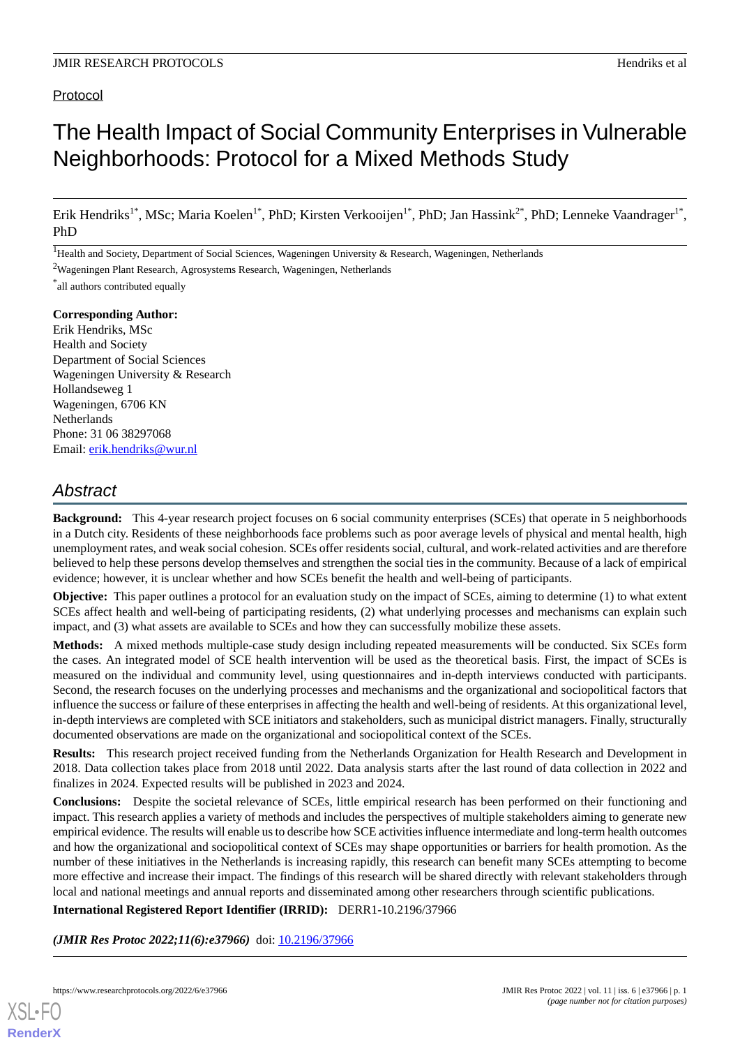Protocol

# The Health Impact of Social Community Enterprises in Vulnerable Neighborhoods: Protocol for a Mixed Methods Study

Erik Hendriks[1*], MSc; Maria Koelen[1*], PhD; Kirsten Verkooijen[1*], PhD; Jan Hassink[2*], PhD; Lenneke Vaandrager[1*], PhD

[1]Health and Society, Department of Social Sciences, Wageningen University & Research, Wageningen, Netherlands

[2]Wageningen Plant Research, Agrosystems Research, Wageningen, Netherlands

[*]all authors contributed equally

**Corresponding Author:**
Erik Hendriks, MSc
Health and Society
Department of Social Sciences
Wageningen University & Research
Hollandseweg 1
Wageningen, 6706 KN
Netherlands
Phone: 31 06 38297068
Email: erik.hendriks@wur.nl

## Abstract

**Background:** This 4-year research project focuses on 6 social community enterprises (SCEs) that operate in 5 neighborhoods in a Dutch city. Residents of these neighborhoods face problems such as poor average levels of physical and mental health, high unemployment rates, and weak social cohesion. SCEs offer residents social, cultural, and work-related activities and are therefore believed to help these persons develop themselves and strengthen the social ties in the community. Because of a lack of empirical evidence; however, it is unclear whether and how SCEs benefit the health and well-being of participants.

**Objective:** This paper outlines a protocol for an evaluation study on the impact of SCEs, aiming to determine (1) to what extent SCEs affect health and well-being of participating residents, (2) what underlying processes and mechanisms can explain such impact, and (3) what assets are available to SCEs and how they can successfully mobilize these assets.

**Methods:** A mixed methods multiple-case study design including repeated measurements will be conducted. Six SCEs form the cases. An integrated model of SCE health intervention will be used as the theoretical basis. First, the impact of SCEs is measured on the individual and community level, using questionnaires and in-depth interviews conducted with participants. Second, the research focuses on the underlying processes and mechanisms and the organizational and sociopolitical factors that influence the success or failure of these enterprises in affecting the health and well-being of residents. At this organizational level, in-depth interviews are completed with SCE initiators and stakeholders, such as municipal district managers. Finally, structurally documented observations are made on the organizational and sociopolitical context of the SCEs.

**Results:** This research project received funding from the Netherlands Organization for Health Research and Development in 2018. Data collection takes place from 2018 until 2022. Data analysis starts after the last round of data collection in 2022 and finalizes in 2024. Expected results will be published in 2023 and 2024.

**Conclusions:** Despite the societal relevance of SCEs, little empirical research has been performed on their functioning and impact. This research applies a variety of methods and includes the perspectives of multiple stakeholders aiming to generate new empirical evidence. The results will enable us to describe how SCE activities influence intermediate and long-term health outcomes and how the organizational and sociopolitical context of SCEs may shape opportunities or barriers for health promotion. As the number of these initiatives in the Netherlands is increasing rapidly, this research can benefit many SCEs attempting to become more effective and increase their impact. The findings of this research will be shared directly with relevant stakeholders through local and national meetings and annual reports and disseminated among other researchers through scientific publications.

**International Registered Report Identifier (IRRID):** DERR1-10.2196/37966

***(JMIR Res Protoc 2022;11(6):e37966)*** doi: 10.2196/37966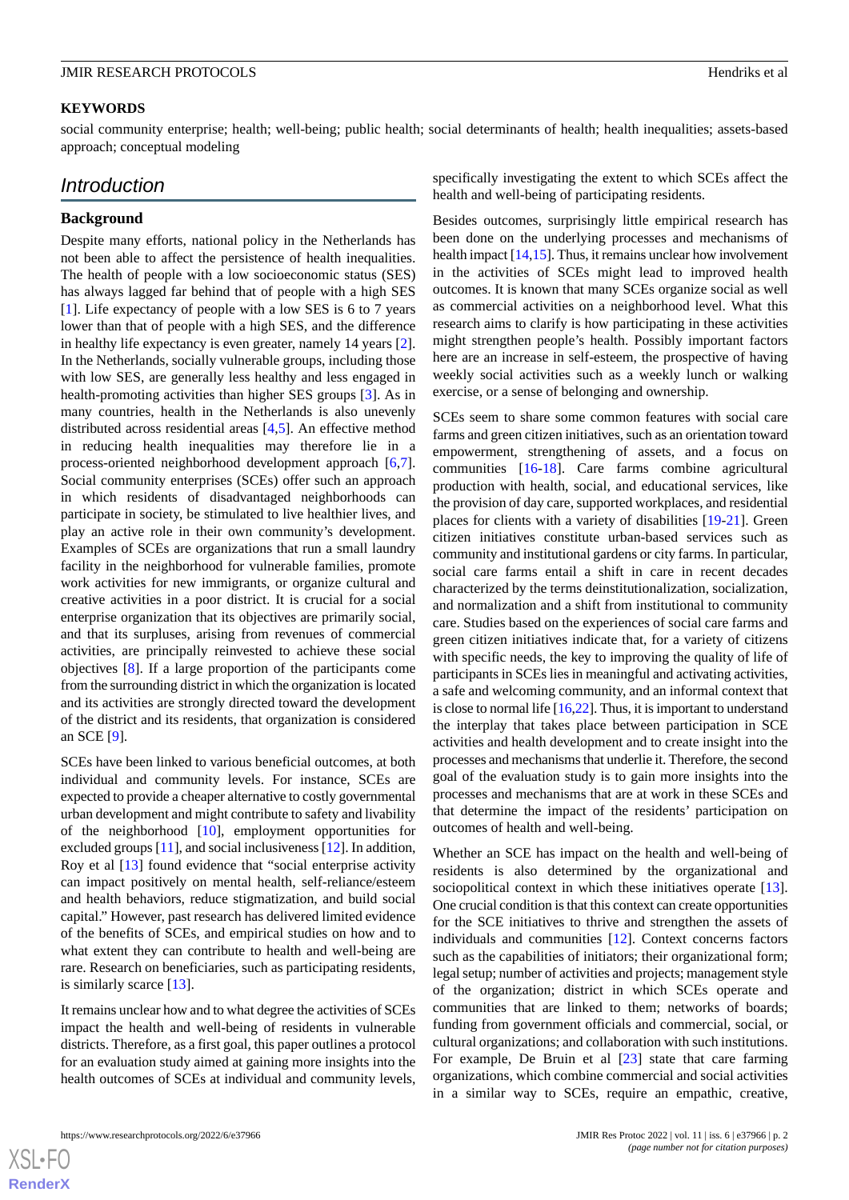**KEYWORDS**

social community enterprise; health; well-being; public health; social determinants of health; health inequalities; assets-based approach; conceptual modeling

## Introduction

### Background

Despite many efforts, national policy in the Netherlands has not been able to affect the persistence of health inequalities. The health of people with a low socioeconomic status (SES) has always lagged far behind that of people with a high SES [1]. Life expectancy of people with a low SES is 6 to 7 years lower than that of people with a high SES, and the difference in healthy life expectancy is even greater, namely 14 years [2]. In the Netherlands, socially vulnerable groups, including those with low SES, are generally less healthy and less engaged in health-promoting activities than higher SES groups [3]. As in many countries, health in the Netherlands is also unevenly distributed across residential areas [4,5]. An effective method in reducing health inequalities may therefore lie in a process-oriented neighborhood development approach [6,7]. Social community enterprises (SCEs) offer such an approach in which residents of disadvantaged neighborhoods can participate in society, be stimulated to live healthier lives, and play an active role in their own community's development. Examples of SCEs are organizations that run a small laundry facility in the neighborhood for vulnerable families, promote work activities for new immigrants, or organize cultural and creative activities in a poor district. It is crucial for a social enterprise organization that its objectives are primarily social, and that its surpluses, arising from revenues of commercial activities, are principally reinvested to achieve these social objectives [8]. If a large proportion of the participants come from the surrounding district in which the organization is located and its activities are strongly directed toward the development of the district and its residents, that organization is considered an SCE [9].

SCEs have been linked to various beneficial outcomes, at both individual and community levels. For instance, SCEs are expected to provide a cheaper alternative to costly governmental urban development and might contribute to safety and livability of the neighborhood [10], employment opportunities for excluded groups [11], and social inclusiveness [12]. In addition, Roy et al [13] found evidence that "social enterprise activity can impact positively on mental health, self-reliance/esteem and health behaviors, reduce stigmatization, and build social capital." However, past research has delivered limited evidence of the benefits of SCEs, and empirical studies on how and to what extent they can contribute to health and well-being are rare. Research on beneficiaries, such as participating residents, is similarly scarce [13].

It remains unclear how and to what degree the activities of SCEs impact the health and well-being of residents in vulnerable districts. Therefore, as a first goal, this paper outlines a protocol for an evaluation study aimed at gaining more insights into the health outcomes of SCEs at individual and community levels, specifically investigating the extent to which SCEs affect the health and well-being of participating residents.

Besides outcomes, surprisingly little empirical research has been done on the underlying processes and mechanisms of health impact [14,15]. Thus, it remains unclear how involvement in the activities of SCEs might lead to improved health outcomes. It is known that many SCEs organize social as well as commercial activities on a neighborhood level. What this research aims to clarify is how participating in these activities might strengthen people's health. Possibly important factors here are an increase in self-esteem, the prospective of having weekly social activities such as a weekly lunch or walking exercise, or a sense of belonging and ownership.

SCEs seem to share some common features with social care farms and green citizen initiatives, such as an orientation toward empowerment, strengthening of assets, and a focus on communities [16-18]. Care farms combine agricultural production with health, social, and educational services, like the provision of day care, supported workplaces, and residential places for clients with a variety of disabilities [19-21]. Green citizen initiatives constitute urban-based services such as community and institutional gardens or city farms. In particular, social care farms entail a shift in care in recent decades characterized by the terms deinstitutionalization, socialization, and normalization and a shift from institutional to community care. Studies based on the experiences of social care farms and green citizen initiatives indicate that, for a variety of citizens with specific needs, the key to improving the quality of life of participants in SCEs lies in meaningful and activating activities, a safe and welcoming community, and an informal context that is close to normal life [16,22]. Thus, it is important to understand the interplay that takes place between participation in SCE activities and health development and to create insight into the processes and mechanisms that underlie it. Therefore, the second goal of the evaluation study is to gain more insights into the processes and mechanisms that are at work in these SCEs and that determine the impact of the residents' participation on outcomes of health and well-being.

Whether an SCE has impact on the health and well-being of residents is also determined by the organizational and sociopolitical context in which these initiatives operate [13]. One crucial condition is that this context can create opportunities for the SCE initiatives to thrive and strengthen the assets of individuals and communities [12]. Context concerns factors such as the capabilities of initiators; their organizational form; legal setup; number of activities and projects; management style of the organization; district in which SCEs operate and communities that are linked to them; networks of boards; funding from government officials and commercial, social, or cultural organizations; and collaboration with such institutions. For example, De Bruin et al [23] state that care farming organizations, which combine commercial and social activities in a similar way to SCEs, require an empathic, creative,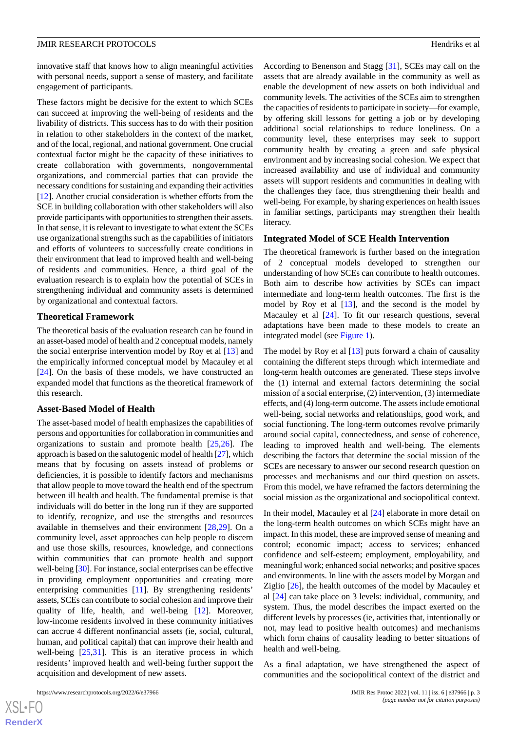innovative staff that knows how to align meaningful activities with personal needs, support a sense of mastery, and facilitate engagement of participants.

These factors might be decisive for the extent to which SCEs can succeed at improving the well-being of residents and the livability of districts. This success has to do with their position in relation to other stakeholders in the context of the market, and of the local, regional, and national government. One crucial contextual factor might be the capacity of these initiatives to create collaboration with governments, nongovernmental organizations, and commercial parties that can provide the necessary conditions for sustaining and expanding their activities [12]. Another crucial consideration is whether efforts from the SCE in building collaboration with other stakeholders will also provide participants with opportunities to strengthen their assets. In that sense, it is relevant to investigate to what extent the SCEs use organizational strengths such as the capabilities of initiators and efforts of volunteers to successfully create conditions in their environment that lead to improved health and well-being of residents and communities. Hence, a third goal of the evaluation research is to explain how the potential of SCEs in strengthening individual and community assets is determined by organizational and contextual factors.

## Theoretical Framework

The theoretical basis of the evaluation research can be found in an asset-based model of health and 2 conceptual models, namely the social enterprise intervention model by Roy et al [13] and the empirically informed conceptual model by Macauley et al [24]. On the basis of these models, we have constructed an expanded model that functions as the theoretical framework of this research.

### Asset-Based Model of Health

The asset-based model of health emphasizes the capabilities of persons and opportunities for collaboration in communities and organizations to sustain and promote health [25,26]. The approach is based on the salutogenic model of health [27], which means that by focusing on assets instead of problems or deficiencies, it is possible to identify factors and mechanisms that allow people to move toward the health end of the spectrum between ill health and health. The fundamental premise is that individuals will do better in the long run if they are supported to identify, recognize, and use the strengths and resources available in themselves and their environment [28,29]. On a community level, asset approaches can help people to discern and use those skills, resources, knowledge, and connections within communities that can promote health and support well-being [30]. For instance, social enterprises can be effective in providing employment opportunities and creating more enterprising communities [11]. By strengthening residents' assets, SCEs can contribute to social cohesion and improve their quality of life, health, and well-being [12]. Moreover, low-income residents involved in these community initiatives can accrue 4 different nonfinancial assets (ie, social, cultural, human, and political capital) that can improve their health and well-being [25,31]. This is an iterative process in which residents' improved health and well-being further support the acquisition and development of new assets.

According to Benenson and Stagg [31], SCEs may call on the assets that are already available in the community as well as enable the development of new assets on both individual and community levels. The activities of the SCEs aim to strengthen the capacities of residents to participate in society—for example, by offering skill lessons for getting a job or by developing additional social relationships to reduce loneliness. On a community level, these enterprises may seek to support community health by creating a green and safe physical environment and by increasing social cohesion. We expect that increased availability and use of individual and community assets will support residents and communities in dealing with the challenges they face, thus strengthening their health and well-being. For example, by sharing experiences on health issues in familiar settings, participants may strengthen their health literacy.

### Integrated Model of SCE Health Intervention

The theoretical framework is further based on the integration of 2 conceptual models developed to strengthen our understanding of how SCEs can contribute to health outcomes. Both aim to describe how activities by SCEs can impact intermediate and long-term health outcomes. The first is the model by Roy et al [13], and the second is the model by Macauley et al [24]. To fit our research questions, several adaptations have been made to these models to create an integrated model (see Figure 1).

The model by Roy et al [13] puts forward a chain of causality containing the different steps through which intermediate and long-term health outcomes are generated. These steps involve the (1) internal and external factors determining the social mission of a social enterprise, (2) intervention, (3) intermediate effects, and (4) long-term outcome. The assets include emotional well-being, social networks and relationships, good work, and social functioning. The long-term outcomes revolve primarily around social capital, connectedness, and sense of coherence, leading to improved health and well-being. The elements describing the factors that determine the social mission of the SCEs are necessary to answer our second research question on processes and mechanisms and our third question on assets. From this model, we have reframed the factors determining the social mission as the organizational and sociopolitical context.

In their model, Macauley et al [24] elaborate in more detail on the long-term health outcomes on which SCEs might have an impact. In this model, these are improved sense of meaning and control; economic impact; access to services; enhanced confidence and self-esteem; employment, employability, and meaningful work; enhanced social networks; and positive spaces and environments. In line with the assets model by Morgan and Ziglio [26], the health outcomes of the model by Macauley et al [24] can take place on 3 levels: individual, community, and system. Thus, the model describes the impact exerted on the different levels by processes (ie, activities that, intentionally or not, may lead to positive health outcomes) and mechanisms which form chains of causality leading to better situations of health and well-being.

As a final adaptation, we have strengthened the aspect of communities and the sociopolitical context of the district and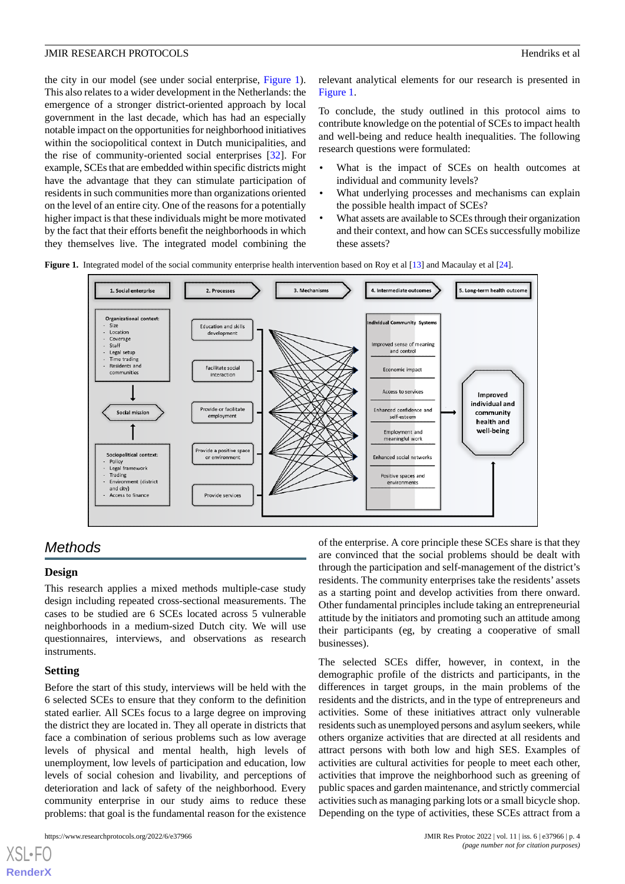the city in our model (see under social enterprise, Figure 1). This also relates to a wider development in the Netherlands: the emergence of a stronger district-oriented approach by local government in the last decade, which has had an especially notable impact on the opportunities for neighborhood initiatives within the sociopolitical context in Dutch municipalities, and the rise of community-oriented social enterprises [32]. For example, SCEs that are embedded within specific districts might have the advantage that they can stimulate participation of residents in such communities more than organizations oriented on the level of an entire city. One of the reasons for a potentially higher impact is that these individuals might be more motivated by the fact that their efforts benefit the neighborhoods in which they themselves live. The integrated model combining the relevant analytical elements for our research is presented in Figure 1.

To conclude, the study outlined in this protocol aims to contribute knowledge on the potential of SCEs to impact health and well-being and reduce health inequalities. The following research questions were formulated:

- What is the impact of SCEs on health outcomes at individual and community levels?
- What underlying processes and mechanisms can explain the possible health impact of SCEs?
- What assets are available to SCEs through their organization and their context, and how can SCEs successfully mobilize these assets?

**Figure 1.** Integrated model of the social community enterprise health intervention based on Roy et al [13] and Macaulay et al [24].

## Methods

### Design

This research applies a mixed methods multiple-case study design including repeated cross-sectional measurements. The cases to be studied are 6 SCEs located across 5 vulnerable neighborhoods in a medium-sized Dutch city. We will use questionnaires, interviews, and observations as research instruments.

### Setting

Before the start of this study, interviews will be held with the 6 selected SCEs to ensure that they conform to the definition stated earlier. All SCEs focus to a large degree on improving the district they are located in. They all operate in districts that face a combination of serious problems such as low average levels of physical and mental health, high levels of unemployment, low levels of participation and education, low levels of social cohesion and livability, and perceptions of deterioration and lack of safety of the neighborhood. Every community enterprise in our study aims to reduce these problems: that goal is the fundamental reason for the existence of the enterprise. A core principle these SCEs share is that they are convinced that the social problems should be dealt with through the participation and self-management of the district's residents. The community enterprises take the residents' assets as a starting point and develop activities from there onward. Other fundamental principles include taking an entrepreneurial attitude by the initiators and promoting such an attitude among their participants (eg, by creating a cooperative of small businesses).

The selected SCEs differ, however, in context, in the demographic profile of the districts and participants, in the differences in target groups, in the main problems of the residents and the districts, and in the type of entrepreneurs and activities. Some of these initiatives attract only vulnerable residents such as unemployed persons and asylum seekers, while others organize activities that are directed at all residents and attract persons with both low and high SES. Examples of activities are cultural activities for people to meet each other, activities that improve the neighborhood such as greening of public spaces and garden maintenance, and strictly commercial activities such as managing parking lots or a small bicycle shop. Depending on the type of activities, these SCEs attract from a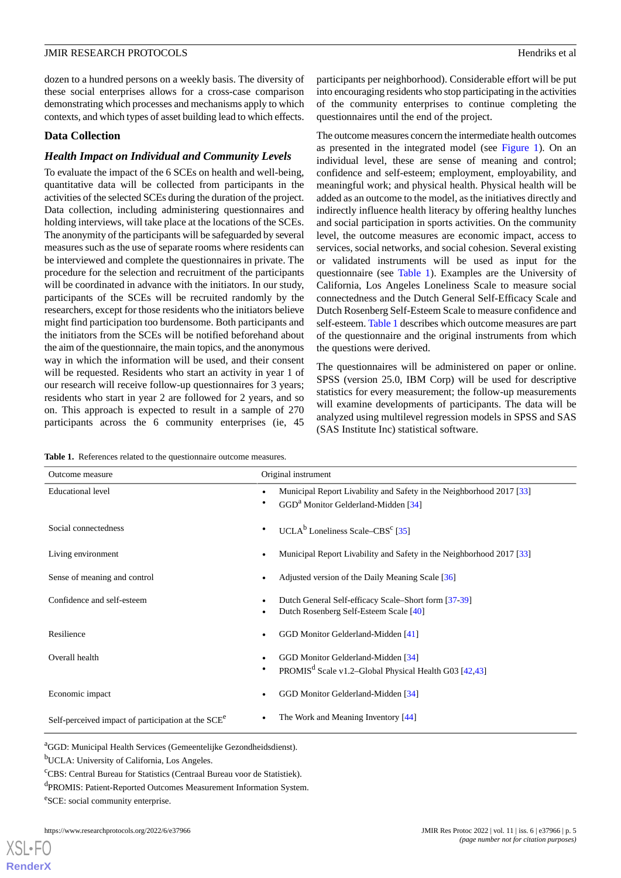dozen to a hundred persons on a weekly basis. The diversity of these social enterprises allows for a cross-case comparison demonstrating which processes and mechanisms apply to which contexts, and which types of asset building lead to which effects.

### Data Collection

#### *Health Impact on Individual and Community Levels*

To evaluate the impact of the 6 SCEs on health and well-being, quantitative data will be collected from participants in the activities of the selected SCEs during the duration of the project. Data collection, including administering questionnaires and holding interviews, will take place at the locations of the SCEs. The anonymity of the participants will be safeguarded by several measures such as the use of separate rooms where residents can be interviewed and complete the questionnaires in private. The procedure for the selection and recruitment of the participants will be coordinated in advance with the initiators. In our study, participants of the SCEs will be recruited randomly by the researchers, except for those residents who the initiators believe might find participation too burdensome. Both participants and the initiators from the SCEs will be notified beforehand about the aim of the questionnaire, the main topics, and the anonymous way in which the information will be used, and their consent will be requested. Residents who start an activity in year 1 of our research will receive follow-up questionnaires for 3 years; residents who start in year 2 are followed for 2 years, and so on. This approach is expected to result in a sample of 270 participants across the 6 community enterprises (ie, 45 participants per neighborhood). Considerable effort will be put into encouraging residents who stop participating in the activities of the community enterprises to continue completing the questionnaires until the end of the project.

The outcome measures concern the intermediate health outcomes as presented in the integrated model (see Figure 1). On an individual level, these are sense of meaning and control; confidence and self-esteem; employment, employability, and meaningful work; and physical health. Physical health will be added as an outcome to the model, as the initiatives directly and indirectly influence health literacy by offering healthy lunches and social participation in sports activities. On the community level, the outcome measures are economic impact, access to services, social networks, and social cohesion. Several existing or validated instruments will be used as input for the questionnaire (see Table 1). Examples are the University of California, Los Angeles Loneliness Scale to measure social connectedness and the Dutch General Self-Efficacy Scale and Dutch Rosenberg Self-Esteem Scale to measure confidence and self-esteem. Table 1 describes which outcome measures are part of the questionnaire and the original instruments from which the questions were derived.

The questionnaires will be administered on paper or online. SPSS (version 25.0, IBM Corp) will be used for descriptive statistics for every measurement; the follow-up measurements will examine developments of participants. The data will be analyzed using multilevel regression models in SPSS and SAS (SAS Institute Inc) statistical software.

**Table 1.** References related to the questionnaire outcome measures.

| Outcome measure | Original instrument |
|---|---|
| Educational level | • Municipal Report Livability and Safety in the Neighborhood 2017 [33]<br>• GGD[a] Monitor Gelderland-Midden [34] |
| Social connectedness | • UCLA[b] Loneliness Scale–CBS[c] [35] |
| Living environment | • Municipal Report Livability and Safety in the Neighborhood 2017 [33] |
| Sense of meaning and control | • Adjusted version of the Daily Meaning Scale [36] |
| Confidence and self-esteem | • Dutch General Self-efficacy Scale–Short form [37-39]<br>• Dutch Rosenberg Self-Esteem Scale [40] |
| Resilience | • GGD Monitor Gelderland-Midden [41] |
| Overall health | • GGD Monitor Gelderland-Midden [34]<br>• PROMIS[d] Scale v1.2–Global Physical Health G03 [42,43] |
| Economic impact | • GGD Monitor Gelderland-Midden [34] |
| Self-perceived impact of participation at the SCE[e] | • The Work and Meaning Inventory [44] |

[a]GGD: Municipal Health Services (Gemeentelijke Gezondheidsdienst).

[b]UCLA: University of California, Los Angeles.

[c]CBS: Central Bureau for Statistics (Centraal Bureau voor de Statistiek).

[d]PROMIS: Patient-Reported Outcomes Measurement Information System.

[e]SCE: social community enterprise.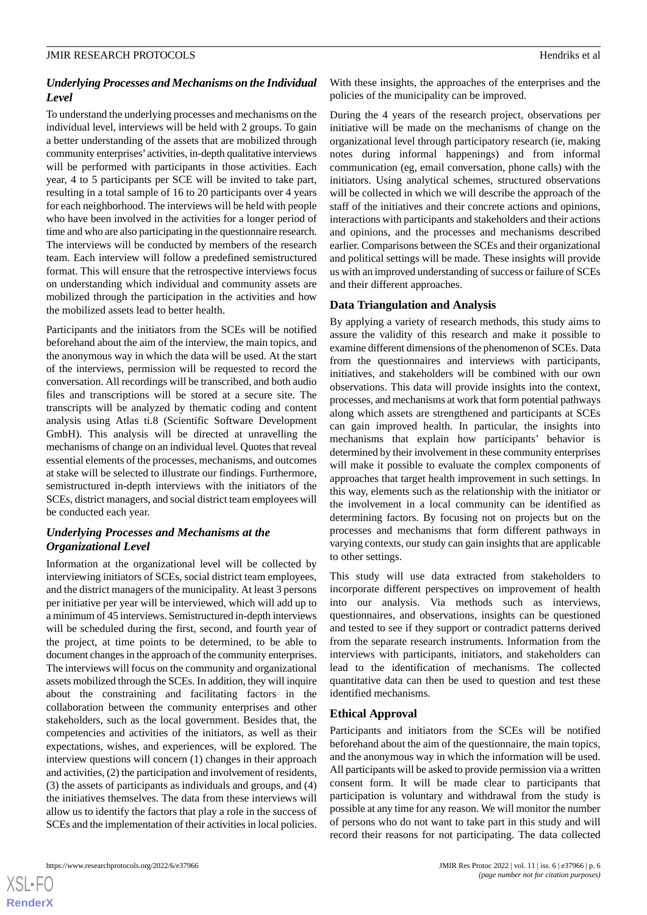### *Underlying Processes and Mechanisms on the Individual Level*

To understand the underlying processes and mechanisms on the individual level, interviews will be held with 2 groups. To gain a better understanding of the assets that are mobilized through community enterprises' activities, in-depth qualitative interviews will be performed with participants in those activities. Each year, 4 to 5 participants per SCE will be invited to take part, resulting in a total sample of 16 to 20 participants over 4 years for each neighborhood. The interviews will be held with people who have been involved in the activities for a longer period of time and who are also participating in the questionnaire research. The interviews will be conducted by members of the research team. Each interview will follow a predefined semistructured format. This will ensure that the retrospective interviews focus on understanding which individual and community assets are mobilized through the participation in the activities and how the mobilized assets lead to better health.

Participants and the initiators from the SCEs will be notified beforehand about the aim of the interview, the main topics, and the anonymous way in which the data will be used. At the start of the interviews, permission will be requested to record the conversation. All recordings will be transcribed, and both audio files and transcriptions will be stored at a secure site. The transcripts will be analyzed by thematic coding and content analysis using Atlas ti.8 (Scientific Software Development GmbH). This analysis will be directed at unravelling the mechanisms of change on an individual level. Quotes that reveal essential elements of the processes, mechanisms, and outcomes at stake will be selected to illustrate our findings. Furthermore, semistructured in-depth interviews with the initiators of the SCEs, district managers, and social district team employees will be conducted each year.

### *Underlying Processes and Mechanisms at the Organizational Level*

Information at the organizational level will be collected by interviewing initiators of SCEs, social district team employees, and the district managers of the municipality. At least 3 persons per initiative per year will be interviewed, which will add up to a minimum of 45 interviews. Semistructured in-depth interviews will be scheduled during the first, second, and fourth year of the project, at time points to be determined, to be able to document changes in the approach of the community enterprises. The interviews will focus on the community and organizational assets mobilized through the SCEs. In addition, they will inquire about the constraining and facilitating factors in the collaboration between the community enterprises and other stakeholders, such as the local government. Besides that, the competencies and activities of the initiators, as well as their expectations, wishes, and experiences, will be explored. The interview questions will concern (1) changes in their approach and activities, (2) the participation and involvement of residents, (3) the assets of participants as individuals and groups, and (4) the initiatives themselves. The data from these interviews will allow us to identify the factors that play a role in the success of SCEs and the implementation of their activities in local policies. With these insights, the approaches of the enterprises and the policies of the municipality can be improved.

During the 4 years of the research project, observations per initiative will be made on the mechanisms of change on the organizational level through participatory research (ie, making notes during informal happenings) and from informal communication (eg, email conversation, phone calls) with the initiators. Using analytical schemes, structured observations will be collected in which we will describe the approach of the staff of the initiatives and their concrete actions and opinions, interactions with participants and stakeholders and their actions and opinions, and the processes and mechanisms described earlier. Comparisons between the SCEs and their organizational and political settings will be made. These insights will provide us with an improved understanding of success or failure of SCEs and their different approaches.

## Data Triangulation and Analysis

By applying a variety of research methods, this study aims to assure the validity of this research and make it possible to examine different dimensions of the phenomenon of SCEs. Data from the questionnaires and interviews with participants, initiatives, and stakeholders will be combined with our own observations. This data will provide insights into the context, processes, and mechanisms at work that form potential pathways along which assets are strengthened and participants at SCEs can gain improved health. In particular, the insights into mechanisms that explain how participants' behavior is determined by their involvement in these community enterprises will make it possible to evaluate the complex components of approaches that target health improvement in such settings. In this way, elements such as the relationship with the initiator or the involvement in a local community can be identified as determining factors. By focusing not on projects but on the processes and mechanisms that form different pathways in varying contexts, our study can gain insights that are applicable to other settings.

This study will use data extracted from stakeholders to incorporate different perspectives on improvement of health into our analysis. Via methods such as interviews, questionnaires, and observations, insights can be questioned and tested to see if they support or contradict patterns derived from the separate research instruments. Information from the interviews with participants, initiators, and stakeholders can lead to the identification of mechanisms. The collected quantitative data can then be used to question and test these identified mechanisms.

## Ethical Approval

Participants and initiators from the SCEs will be notified beforehand about the aim of the questionnaire, the main topics, and the anonymous way in which the information will be used. All participants will be asked to provide permission via a written consent form. It will be made clear to participants that participation is voluntary and withdrawal from the study is possible at any time for any reason. We will monitor the number of persons who do not want to take part in this study and will record their reasons for not participating. The data collected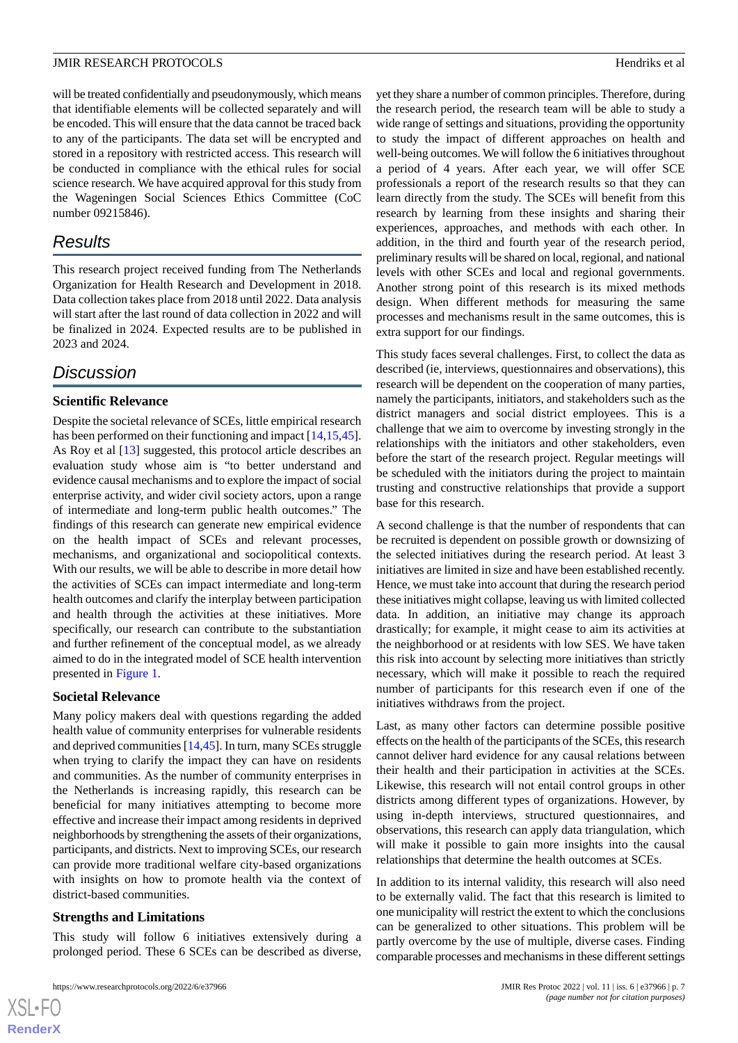will be treated confidentially and pseudonymously, which means that identifiable elements will be collected separately and will be encoded. This will ensure that the data cannot be traced back to any of the participants. The data set will be encrypted and stored in a repository with restricted access. This research will be conducted in compliance with the ethical rules for social science research. We have acquired approval for this study from the Wageningen Social Sciences Ethics Committee (CoC number 09215846).

## Results

This research project received funding from The Netherlands Organization for Health Research and Development in 2018. Data collection takes place from 2018 until 2022. Data analysis will start after the last round of data collection in 2022 and will be finalized in 2024. Expected results are to be published in 2023 and 2024.

## Discussion

### Scientific Relevance

Despite the societal relevance of SCEs, little empirical research has been performed on their functioning and impact [14,15,45]. As Roy et al [13] suggested, this protocol article describes an evaluation study whose aim is "to better understand and evidence causal mechanisms and to explore the impact of social enterprise activity, and wider civil society actors, upon a range of intermediate and long-term public health outcomes." The findings of this research can generate new empirical evidence on the health impact of SCEs and relevant processes, mechanisms, and organizational and sociopolitical contexts. With our results, we will be able to describe in more detail how the activities of SCEs can impact intermediate and long-term health outcomes and clarify the interplay between participation and health through the activities at these initiatives. More specifically, our research can contribute to the substantiation and further refinement of the conceptual model, as we already aimed to do in the integrated model of SCE health intervention presented in Figure 1.

### Societal Relevance

Many policy makers deal with questions regarding the added health value of community enterprises for vulnerable residents and deprived communities [14,45]. In turn, many SCEs struggle when trying to clarify the impact they can have on residents and communities. As the number of community enterprises in the Netherlands is increasing rapidly, this research can be beneficial for many initiatives attempting to become more effective and increase their impact among residents in deprived neighborhoods by strengthening the assets of their organizations, participants, and districts. Next to improving SCEs, our research can provide more traditional welfare city-based organizations with insights on how to promote health via the context of district-based communities.

### Strengths and Limitations

This study will follow 6 initiatives extensively during a prolonged period. These 6 SCEs can be described as diverse, yet they share a number of common principles. Therefore, during the research period, the research team will be able to study a wide range of settings and situations, providing the opportunity to study the impact of different approaches on health and well-being outcomes. We will follow the 6 initiatives throughout a period of 4 years. After each year, we will offer SCE professionals a report of the research results so that they can learn directly from the study. The SCEs will benefit from this research by learning from these insights and sharing their experiences, approaches, and methods with each other. In addition, in the third and fourth year of the research period, preliminary results will be shared on local, regional, and national levels with other SCEs and local and regional governments. Another strong point of this research is its mixed methods design. When different methods for measuring the same processes and mechanisms result in the same outcomes, this is extra support for our findings.

This study faces several challenges. First, to collect the data as described (ie, interviews, questionnaires and observations), this research will be dependent on the cooperation of many parties, namely the participants, initiators, and stakeholders such as the district managers and social district employees. This is a challenge that we aim to overcome by investing strongly in the relationships with the initiators and other stakeholders, even before the start of the research project. Regular meetings will be scheduled with the initiators during the project to maintain trusting and constructive relationships that provide a support base for this research.

A second challenge is that the number of respondents that can be recruited is dependent on possible growth or downsizing of the selected initiatives during the research period. At least 3 initiatives are limited in size and have been established recently. Hence, we must take into account that during the research period these initiatives might collapse, leaving us with limited collected data. In addition, an initiative may change its approach drastically; for example, it might cease to aim its activities at the neighborhood or at residents with low SES. We have taken this risk into account by selecting more initiatives than strictly necessary, which will make it possible to reach the required number of participants for this research even if one of the initiatives withdraws from the project.

Last, as many other factors can determine possible positive effects on the health of the participants of the SCEs, this research cannot deliver hard evidence for any causal relations between their health and their participation in activities at the SCEs. Likewise, this research will not entail control groups in other districts among different types of organizations. However, by using in-depth interviews, structured questionnaires, and observations, this research can apply data triangulation, which will make it possible to gain more insights into the causal relationships that determine the health outcomes at SCEs.

In addition to its internal validity, this research will also need to be externally valid. The fact that this research is limited to one municipality will restrict the extent to which the conclusions can be generalized to other situations. This problem will be partly overcome by the use of multiple, diverse cases. Finding comparable processes and mechanisms in these different settings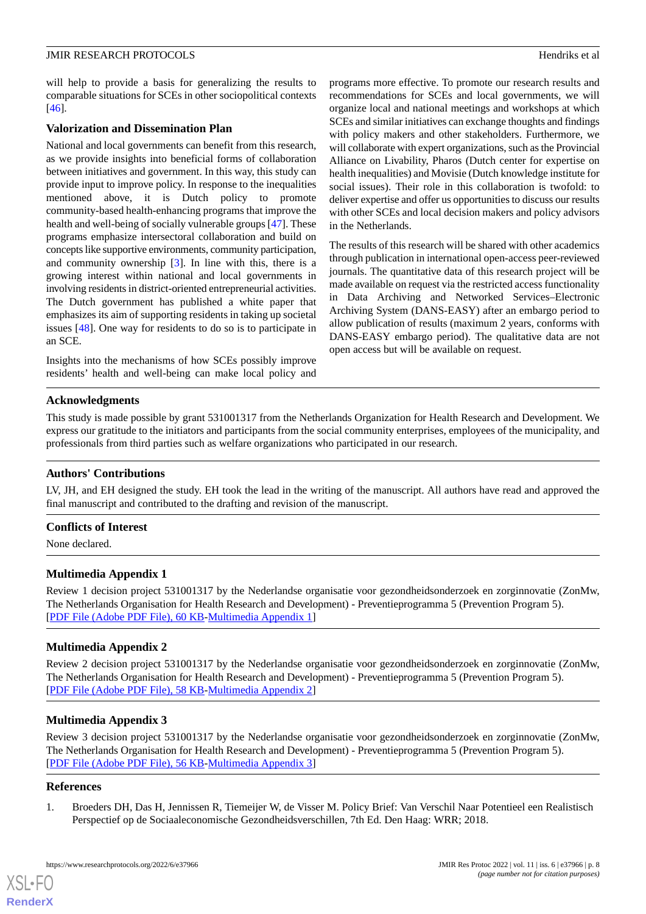will help to provide a basis for generalizing the results to comparable situations for SCEs in other sociopolitical contexts [46].

### Valorization and Dissemination Plan

National and local governments can benefit from this research, as we provide insights into beneficial forms of collaboration between initiatives and government. In this way, this study can provide input to improve policy. In response to the inequalities mentioned above, it is Dutch policy to promote community-based health-enhancing programs that improve the health and well-being of socially vulnerable groups [47]. These programs emphasize intersectoral collaboration and build on concepts like supportive environments, community participation, and community ownership [3]. In line with this, there is a growing interest within national and local governments in involving residents in district-oriented entrepreneurial activities. The Dutch government has published a white paper that emphasizes its aim of supporting residents in taking up societal issues [48]. One way for residents to do so is to participate in an SCE.

Insights into the mechanisms of how SCEs possibly improve residents' health and well-being can make local policy and programs more effective. To promote our research results and recommendations for SCEs and local governments, we will organize local and national meetings and workshops at which SCEs and similar initiatives can exchange thoughts and findings with policy makers and other stakeholders. Furthermore, we will collaborate with expert organizations, such as the Provincial Alliance on Livability, Pharos (Dutch center for expertise on health inequalities) and Movisie (Dutch knowledge institute for social issues). Their role in this collaboration is twofold: to deliver expertise and offer us opportunities to discuss our results with other SCEs and local decision makers and policy advisors in the Netherlands.

The results of this research will be shared with other academics through publication in international open-access peer-reviewed journals. The quantitative data of this research project will be made available on request via the restricted access functionality in Data Archiving and Networked Services–Electronic Archiving System (DANS-EASY) after an embargo period to allow publication of results (maximum 2 years, conforms with DANS-EASY embargo period). The qualitative data are not open access but will be available on request.

## Acknowledgments

This study is made possible by grant 531001317 from the Netherlands Organization for Health Research and Development. We express our gratitude to the initiators and participants from the social community enterprises, employees of the municipality, and professionals from third parties such as welfare organizations who participated in our research.

## Authors' Contributions

LV, JH, and EH designed the study. EH took the lead in the writing of the manuscript. All authors have read and approved the final manuscript and contributed to the drafting and revision of the manuscript.

## Conflicts of Interest

None declared.

## Multimedia Appendix 1

Review 1 decision project 531001317 by the Nederlandse organisatie voor gezondheidsonderzoek en zorginnovatie (ZonMw, The Netherlands Organisation for Health Research and Development) - Preventieprogramma 5 (Prevention Program 5).
[PDF File (Adobe PDF File), 60 KB-Multimedia Appendix 1]

## Multimedia Appendix 2

Review 2 decision project 531001317 by the Nederlandse organisatie voor gezondheidsonderzoek en zorginnovatie (ZonMw, The Netherlands Organisation for Health Research and Development) - Preventieprogramma 5 (Prevention Program 5).
[PDF File (Adobe PDF File), 58 KB-Multimedia Appendix 2]

## Multimedia Appendix 3

Review 3 decision project 531001317 by the Nederlandse organisatie voor gezondheidsonderzoek en zorginnovatie (ZonMw, The Netherlands Organisation for Health Research and Development) - Preventieprogramma 5 (Prevention Program 5).
[PDF File (Adobe PDF File), 56 KB-Multimedia Appendix 3]

## References

1. Broeders DH, Das H, Jennissen R, Tiemeijer W, de Visser M. Policy Brief: Van Verschil Naar Potentieel een Realistisch Perspectief op de Sociaaleconomische Gezondheidsverschillen, 7th Ed. Den Haag: WRR; 2018.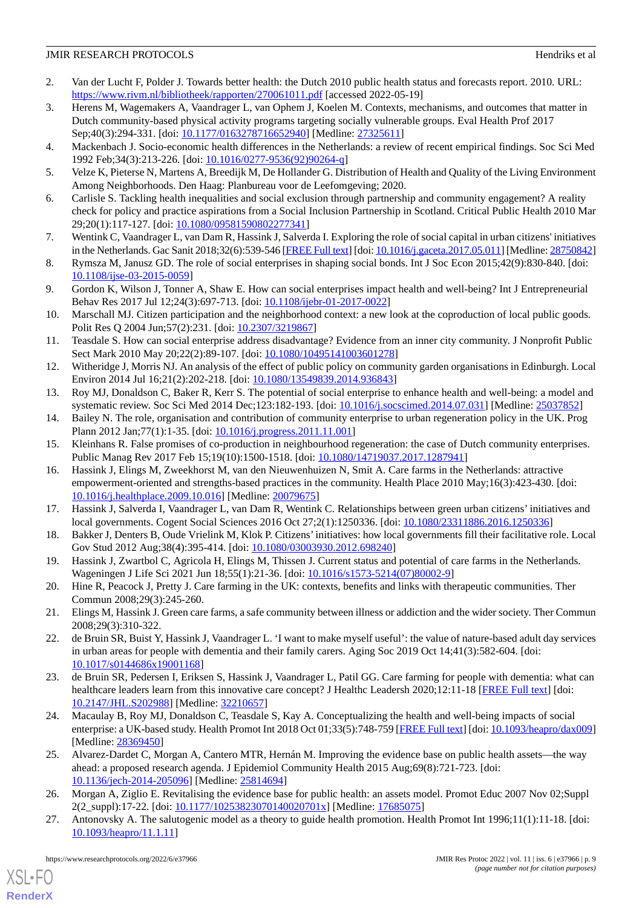2. Van der Lucht F, Polder J. Towards better health: the Dutch 2010 public health status and forecasts report. 2010. URL: https://www.rivm.nl/bibliotheek/rapporten/270061011.pdf [accessed 2022-05-19]
3. Herens M, Wagemakers A, Vaandrager L, van Ophem J, Koelen M. Contexts, mechanisms, and outcomes that matter in Dutch community-based physical activity programs targeting socially vulnerable groups. Eval Health Prof 2017 Sep;40(3):294-331. [doi: 10.1177/0163278716652940] [Medline: 27325611]
4. Mackenbach J. Socio-economic health differences in the Netherlands: a review of recent empirical findings. Soc Sci Med 1992 Feb;34(3):213-226. [doi: 10.1016/0277-9536(92)90264-q]
5. Velze K, Pieterse N, Martens A, Breedijk M, De Hollander G. Distribution of Health and Quality of the Living Environment Among Neighborhoods. Den Haag: Planbureau voor de Leefomgeving; 2020.
6. Carlisle S. Tackling health inequalities and social exclusion through partnership and community engagement? A reality check for policy and practice aspirations from a Social Inclusion Partnership in Scotland. Critical Public Health 2010 Mar 29;20(1):117-127. [doi: 10.1080/09581590802277341]
7. Wentink C, Vaandrager L, van Dam R, Hassink J, Salverda I. Exploring the role of social capital in urban citizens' initiatives in the Netherlands. Gac Sanit 2018;32(6):539-546 [FREE Full text] [doi: 10.1016/j.gaceta.2017.05.011] [Medline: 28750842]
8. Rymsza M, Janusz GD. The role of social enterprises in shaping social bonds. Int J Soc Econ 2015;42(9):830-840. [doi: 10.1108/ijse-03-2015-0059]
9. Gordon K, Wilson J, Tonner A, Shaw E. How can social enterprises impact health and well-being? Int J Entrepreneurial Behav Res 2017 Jul 12;24(3):697-713. [doi: 10.1108/ijebr-01-2017-0022]
10. Marschall MJ. Citizen participation and the neighborhood context: a new look at the coproduction of local public goods. Polit Res Q 2004 Jun;57(2):231. [doi: 10.2307/3219867]
11. Teasdale S. How can social enterprise address disadvantage? Evidence from an inner city community. J Nonprofit Public Sect Mark 2010 May 20;22(2):89-107. [doi: 10.1080/10495141003601278]
12. Witheridge J, Morris NJ. An analysis of the effect of public policy on community garden organisations in Edinburgh. Local Environ 2014 Jul 16;21(2):202-218. [doi: 10.1080/13549839.2014.936843]
13. Roy MJ, Donaldson C, Baker R, Kerr S. The potential of social enterprise to enhance health and well-being: a model and systematic review. Soc Sci Med 2014 Dec;123:182-193. [doi: 10.1016/j.socscimed.2014.07.031] [Medline: 25037852]
14. Bailey N. The role, organisation and contribution of community enterprise to urban regeneration policy in the UK. Prog Plann 2012 Jan;77(1):1-35. [doi: 10.1016/j.progress.2011.11.001]
15. Kleinhans R. False promises of co-production in neighbourhood regeneration: the case of Dutch community enterprises. Public Manag Rev 2017 Feb 15;19(10):1500-1518. [doi: 10.1080/14719037.2017.1287941]
16. Hassink J, Elings M, Zweekhorst M, van den Nieuwenhuizen N, Smit A. Care farms in the Netherlands: attractive empowerment-oriented and strengths-based practices in the community. Health Place 2010 May;16(3):423-430. [doi: 10.1016/j.healthplace.2009.10.016] [Medline: 20079675]
17. Hassink J, Salverda I, Vaandrager L, van Dam R, Wentink C. Relationships between green urban citizens' initiatives and local governments. Cogent Social Sciences 2016 Oct 27;2(1):1250336. [doi: 10.1080/23311886.2016.1250336]
18. Bakker J, Denters B, Oude Vrielink M, Klok P. Citizens' initiatives: how local governments fill their facilitative role. Local Gov Stud 2012 Aug;38(4):395-414. [doi: 10.1080/03003930.2012.698240]
19. Hassink J, Zwartbol C, Agricola H, Elings M, Thissen J. Current status and potential of care farms in the Netherlands. Wageningen J Life Sci 2021 Jun 18;55(1):21-36. [doi: 10.1016/s1573-5214(07)80002-9]
20. Hine R, Peacock J, Pretty J. Care farming in the UK: contexts, benefits and links with therapeutic communities. Ther Commun 2008;29(3):245-260.
21. Elings M, Hassink J. Green care farms, a safe community between illness or addiction and the wider society. Ther Commun 2008;29(3):310-322.
22. de Bruin SR, Buist Y, Hassink J, Vaandrager L. 'I want to make myself useful': the value of nature-based adult day services in urban areas for people with dementia and their family carers. Aging Soc 2019 Oct 14;41(3):582-604. [doi: 10.1017/s0144686x19001168]
23. de Bruin SR, Pedersen I, Eriksen S, Hassink J, Vaandrager L, Patil GG. Care farming for people with dementia: what can healthcare leaders learn from this innovative care concept? J Healthc Leadersh 2020;12:11-18 [FREE Full text] [doi: 10.2147/JHL.S202988] [Medline: 32210657]
24. Macaulay B, Roy MJ, Donaldson C, Teasdale S, Kay A. Conceptualizing the health and well-being impacts of social enterprise: a UK-based study. Health Promot Int 2018 Oct 01;33(5):748-759 [FREE Full text] [doi: 10.1093/heapro/dax009] [Medline: 28369450]
25. Alvarez-Dardet C, Morgan A, Cantero MTR, Hernán M. Improving the evidence base on public health assets—the way ahead: a proposed research agenda. J Epidemiol Community Health 2015 Aug;69(8):721-723. [doi: 10.1136/jech-2014-205096] [Medline: 25814694]
26. Morgan A, Ziglio E. Revitalising the evidence base for public health: an assets model. Promot Educ 2007 Nov 02;Suppl 2(2_suppl):17-22. [doi: 10.1177/10253823070140020701x] [Medline: 17685075]
27. Antonovsky A. The salutogenic model as a theory to guide health promotion. Health Promot Int 1996;11(1):11-18. [doi: 10.1093/heapro/11.1.11]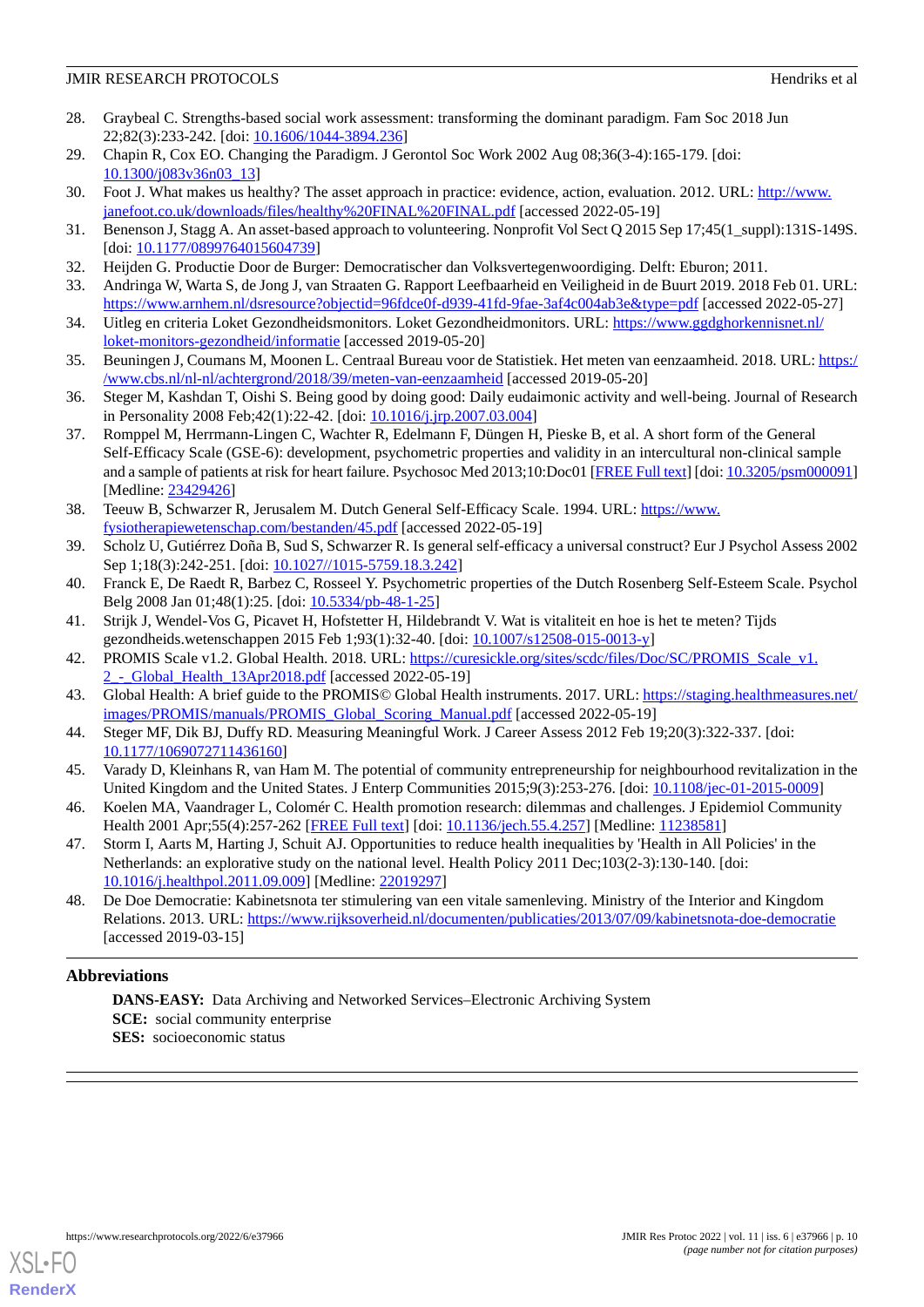28. Graybeal C. Strengths-based social work assessment: transforming the dominant paradigm. Fam Soc 2018 Jun 22;82(3):233-242. [doi: 10.1606/1044-3894.236]
29. Chapin R, Cox EO. Changing the Paradigm. J Gerontol Soc Work 2002 Aug 08;36(3-4):165-179. [doi: 10.1300/j083v36n03_13]
30. Foot J. What makes us healthy? The asset approach in practice: evidence, action, evaluation. 2012. URL: http://www.janefoot.co.uk/downloads/files/healthy%20FINAL%20FINAL.pdf [accessed 2022-05-19]
31. Benenson J, Stagg A. An asset-based approach to volunteering. Nonprofit Vol Sect Q 2015 Sep 17;45(1_suppl):131S-149S. [doi: 10.1177/0899764015604739]
32. Heijden G. Productie Door de Burger: Democratischer dan Volksvertegenwoordiging. Delft: Eburon; 2011.
33. Andringa W, Warta S, de Jong J, van Straaten G. Rapport Leefbaarheid en Veiligheid in de Buurt 2019. 2018 Feb 01. URL: https://www.arnhem.nl/dsresource?objectid=96fdce0f-d939-41fd-9fae-3af4c004ab3e&type=pdf [accessed 2022-05-27]
34. Uitleg en criteria Loket Gezondheidsmonitors. Loket Gezondheidsmonitors. URL: https://www.ggdghorkennisnet.nl/loket-monitors-gezondheid/informatie [accessed 2019-05-20]
35. Beuningen J, Coumans M, Moonen L. Centraal Bureau voor de Statistiek. Het meten van eenzaamheid. 2018. URL: https://www.cbs.nl/nl-nl/achtergrond/2018/39/meten-van-eenzaamheid [accessed 2019-05-20]
36. Steger M, Kashdan T, Oishi S. Being good by doing good: Daily eudaimonic activity and well-being. Journal of Research in Personality 2008 Feb;42(1):22-42. [doi: 10.1016/j.jrp.2007.03.004]
37. Romppel M, Herrmann-Lingen C, Wachter R, Edelmann F, Düngen H, Pieske B, et al. A short form of the General Self-Efficacy Scale (GSE-6): development, psychometric properties and validity in an intercultural non-clinical sample and a sample of patients at risk for heart failure. Psychosoc Med 2013;10:Doc01 [FREE Full text] [doi: 10.3205/psm000091] [Medline: 23429426]
38. Teeuw B, Schwarzer R, Jerusalem M. Dutch General Self-Efficacy Scale. 1994. URL: https://www.fysiotherapiewetenschap.com/bestanden/45.pdf [accessed 2022-05-19]
39. Scholz U, Gutiérrez Doña B, Sud S, Schwarzer R. Is general self-efficacy a universal construct? Eur J Psychol Assess 2002 Sep 1;18(3):242-251. [doi: 10.1027//1015-5759.18.3.242]
40. Franck E, De Raedt R, Barbez C, Rosseel Y. Psychometric properties of the Dutch Rosenberg Self-Esteem Scale. Psychol Belg 2008 Jan 01;48(1):25. [doi: 10.5334/pb-48-1-25]
41. Strijk J, Wendel-Vos G, Picavet H, Hofstetter H, Hildebrandt V. Wat is vitaliteit en hoe is het te meten? Tijds gezondheids.wetenschappen 2015 Feb 1;93(1):32-40. [doi: 10.1007/s12508-015-0013-y]
42. PROMIS Scale v1.2. Global Health. 2018. URL: https://curesickle.org/sites/scdc/files/Doc/SC/PROMIS_Scale_v1.2_-_Global_Health_13Apr2018.pdf [accessed 2022-05-19]
43. Global Health: A brief guide to the PROMIS© Global Health instruments. 2017. URL: https://staging.healthmeasures.net/images/PROMIS/manuals/PROMIS_Global_Scoring_Manual.pdf [accessed 2022-05-19]
44. Steger MF, Dik BJ, Duffy RD. Measuring Meaningful Work. J Career Assess 2012 Feb 19;20(3):322-337. [doi: 10.1177/1069072711436160]
45. Varady D, Kleinhans R, van Ham M. The potential of community entrepreneurship for neighbourhood revitalization in the United Kingdom and the United States. J Enterp Communities 2015;9(3):253-276. [doi: 10.1108/jec-01-2015-0009]
46. Koelen MA, Vaandrager L, Colomér C. Health promotion research: dilemmas and challenges. J Epidemiol Community Health 2001 Apr;55(4):257-262 [FREE Full text] [doi: 10.1136/jech.55.4.257] [Medline: 11238581]
47. Storm I, Aarts M, Harting J, Schuit AJ. Opportunities to reduce health inequalities by 'Health in All Policies' in the Netherlands: an explorative study on the national level. Health Policy 2011 Dec;103(2-3):130-140. [doi: 10.1016/j.healthpol.2011.09.009] [Medline: 22019297]
48. De Doe Democratie: Kabinetsnota ter stimulering van een vitale samenleving. Ministry of the Interior and Kingdom Relations. 2013. URL: https://www.rijksoverheid.nl/documenten/publicaties/2013/07/09/kabinetsnota-doe-democratie [accessed 2019-03-15]

## Abbreviations

**DANS-EASY:** Data Archiving and Networked Services–Electronic Archiving System
**SCE:** social community enterprise
**SES:** socioeconomic status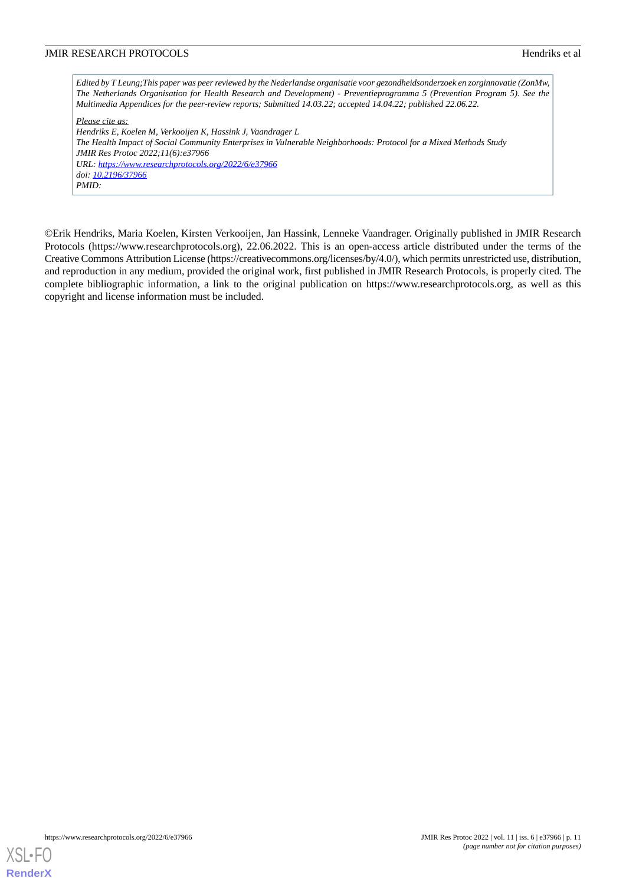*Edited by T Leung;This paper was peer reviewed by the Nederlandse organisatie voor gezondheidsonderzoek en zorginnovatie (ZonMw, The Netherlands Organisation for Health Research and Development) - Preventieprogramma 5 (Prevention Program 5). See the Multimedia Appendices for the peer-review reports; Submitted 14.03.22; accepted 14.04.22; published 22.06.22.*

*Please cite as:*
*Hendriks E, Koelen M, Verkooijen K, Hassink J, Vaandrager L*
*The Health Impact of Social Community Enterprises in Vulnerable Neighborhoods: Protocol for a Mixed Methods Study*
*JMIR Res Protoc 2022;11(6):e37966*
*URL: [https://www.researchprotocols.org/2022/6/e37966](https://www.researchprotocols.org/2022/6/e37966)*
*doi: [10.2196/37966](https://doi.org/10.2196/37966)*
*PMID:*

©Erik Hendriks, Maria Koelen, Kirsten Verkooijen, Jan Hassink, Lenneke Vaandrager. Originally published in JMIR Research Protocols (https://www.researchprotocols.org), 22.06.2022. This is an open-access article distributed under the terms of the Creative Commons Attribution License (https://creativecommons.org/licenses/by/4.0/), which permits unrestricted use, distribution, and reproduction in any medium, provided the original work, first published in JMIR Research Protocols, is properly cited. The complete bibliographic information, a link to the original publication on https://www.researchprotocols.org, as well as this copyright and license information must be included.